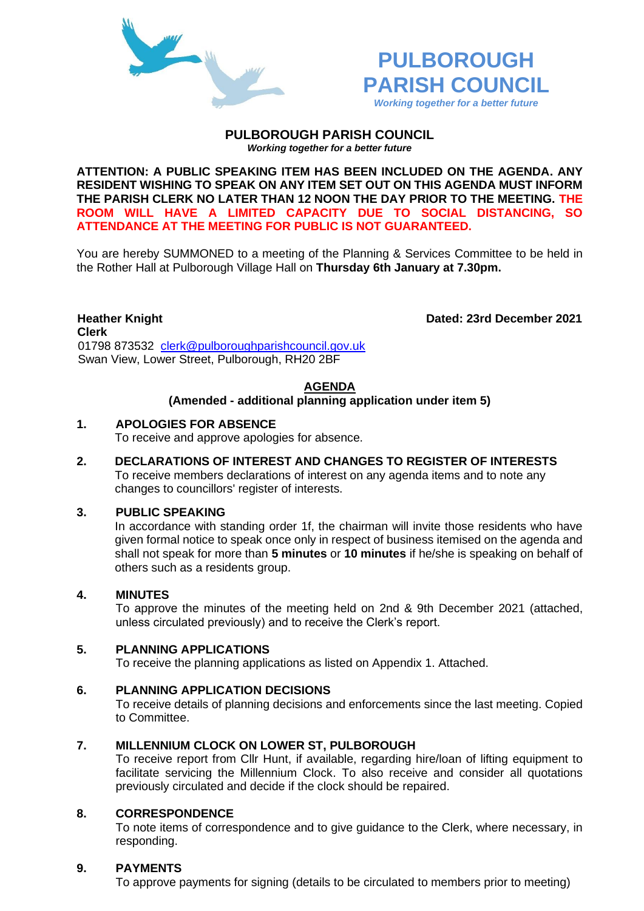# PULBOROUGH PARISH COUNCIL

*Working together for a better future*

## PULBOROUGH PARISH COUNCIL

*Working together for a better future*

**ATTENTION: A PUBLIC SPEAKING ITEM HAS BEEN INCLUDED ON THE AGENDA. ANY RESIDENT WISHING TO SPEAK ON ANY ITEM SET OUT ON THIS AGENDA MUST INFORM THE PARISH CLERK NO LATER THAN 12 NOON THE DAY PRIOR TO THE MEETING. THE ROOM WILL HAVE A LIMITED CAPACITY DUE TO SOCIAL DISTANCING, SO ATTENDANCE AT THE MEETING FOR PUBLIC IS NOT GUARANTEED.**

You are hereby SUMMONED to a meeting of the Planning & Services Committee to be held in the Rother Hall at Pulborough Village Hall on **Thursday 6th January at 7.30pm.**

**Heather Knight**
**Clerk**
01798 873532 clerk@pulboroughparishcouncil.gov.uk
Swan View, Lower Street, Pulborough, RH20 2BF

**Dated: 23rd December 2021**

## AGENDA

**(Amended - additional planning application under item 5)**

**1. APOLOGIES FOR ABSENCE**
To receive and approve apologies for absence.

**2. DECLARATIONS OF INTEREST AND CHANGES TO REGISTER OF INTERESTS**
To receive members declarations of interest on any agenda items and to note any changes to councillors' register of interests.

**3. PUBLIC SPEAKING**
In accordance with standing order 1f, the chairman will invite those residents who have given formal notice to speak once only in respect of business itemised on the agenda and shall not speak for more than **5 minutes** or **10 minutes** if he/she is speaking on behalf of others such as a residents group.

**4. MINUTES**
To approve the minutes of the meeting held on 2nd & 9th December 2021 (attached, unless circulated previously) and to receive the Clerk's report.

**5. PLANNING APPLICATIONS**
To receive the planning applications as listed on Appendix 1. Attached.

**6. PLANNING APPLICATION DECISIONS**
To receive details of planning decisions and enforcements since the last meeting. Copied to Committee.

**7. MILLENNIUM CLOCK ON LOWER ST, PULBOROUGH**
To receive report from Cllr Hunt, if available, regarding hire/loan of lifting equipment to facilitate servicing the Millennium Clock. To also receive and consider all quotations previously circulated and decide if the clock should be repaired.

**8. CORRESPONDENCE**
To note items of correspondence and to give guidance to the Clerk, where necessary, in responding.

**9. PAYMENTS**
To approve payments for signing (details to be circulated to members prior to meeting)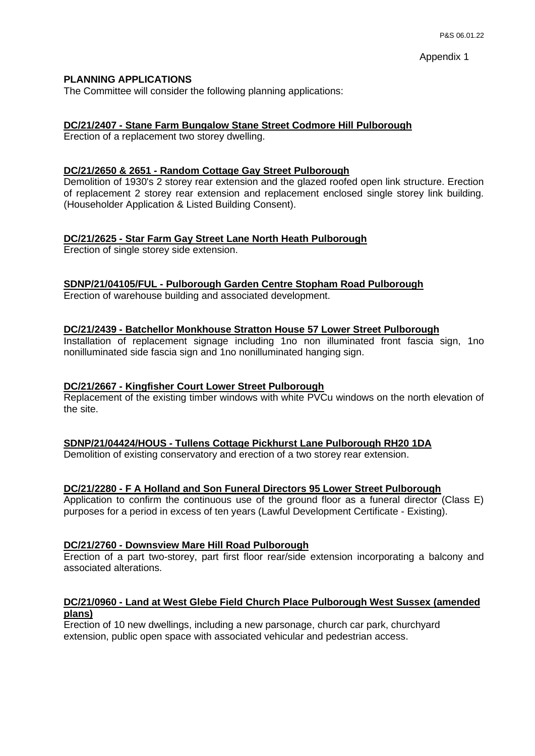Appendix 1

**PLANNING APPLICATIONS**

The Committee will consider the following planning applications:

**DC/21/2407 - Stane Farm Bungalow Stane Street Codmore Hill Pulborough**

Erection of a replacement two storey dwelling.

**DC/21/2650 & 2651 - Random Cottage Gay Street Pulborough**

Demolition of 1930's 2 storey rear extension and the glazed roofed open link structure. Erection of replacement 2 storey rear extension and replacement enclosed single storey link building. (Householder Application & Listed Building Consent).

**DC/21/2625 - Star Farm Gay Street Lane North Heath Pulborough**

Erection of single storey side extension.

**SDNP/21/04105/FUL - Pulborough Garden Centre Stopham Road Pulborough**

Erection of warehouse building and associated development.

**DC/21/2439 - Batchellor Monkhouse Stratton House 57 Lower Street Pulborough**

Installation of replacement signage including 1no non illuminated front fascia sign, 1no nonilluminated side fascia sign and 1no nonilluminated hanging sign.

**DC/21/2667 - Kingfisher Court Lower Street Pulborough**

Replacement of the existing timber windows with white PVCu windows on the north elevation of the site.

**SDNP/21/04424/HOUS - Tullens Cottage Pickhurst Lane Pulborough RH20 1DA**

Demolition of existing conservatory and erection of a two storey rear extension.

**DC/21/2280 - F A Holland and Son Funeral Directors 95 Lower Street Pulborough**

Application to confirm the continuous use of the ground floor as a funeral director (Class E) purposes for a period in excess of ten years (Lawful Development Certificate - Existing).

**DC/21/2760 - Downsview Mare Hill Road Pulborough**

Erection of a part two-storey, part first floor rear/side extension incorporating a balcony and associated alterations.

**DC/21/0960 - Land at West Glebe Field Church Place Pulborough West Sussex (amended plans)**

Erection of 10 new dwellings, including a new parsonage, church car park, churchyard extension, public open space with associated vehicular and pedestrian access.